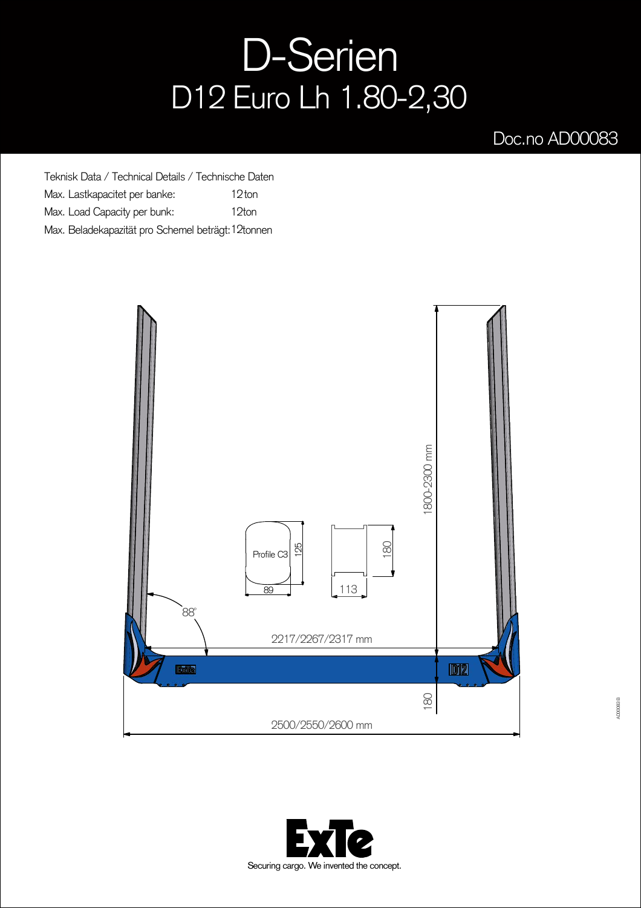# D-Serien

## D12 Euro Lh 1.80-2,30

Doc.no AD00083

Teknisk Data / Technical Details / Technische Daten

| | |
|---|---|
| Max. Lastkapacitet per banke: | 12 ton |
| Max. Load Capacity per bunk: | 12ton |
| Max. Beladekapazität pro Schemel beträgt: | 12tonnen |

1800-2300 mm

Profile C3

125

89

180

113

88°

2217/2267/2317 mm

180

2500/2550/2600 mm

AD00083 B

ExTe

Securing cargo. We invented the concept.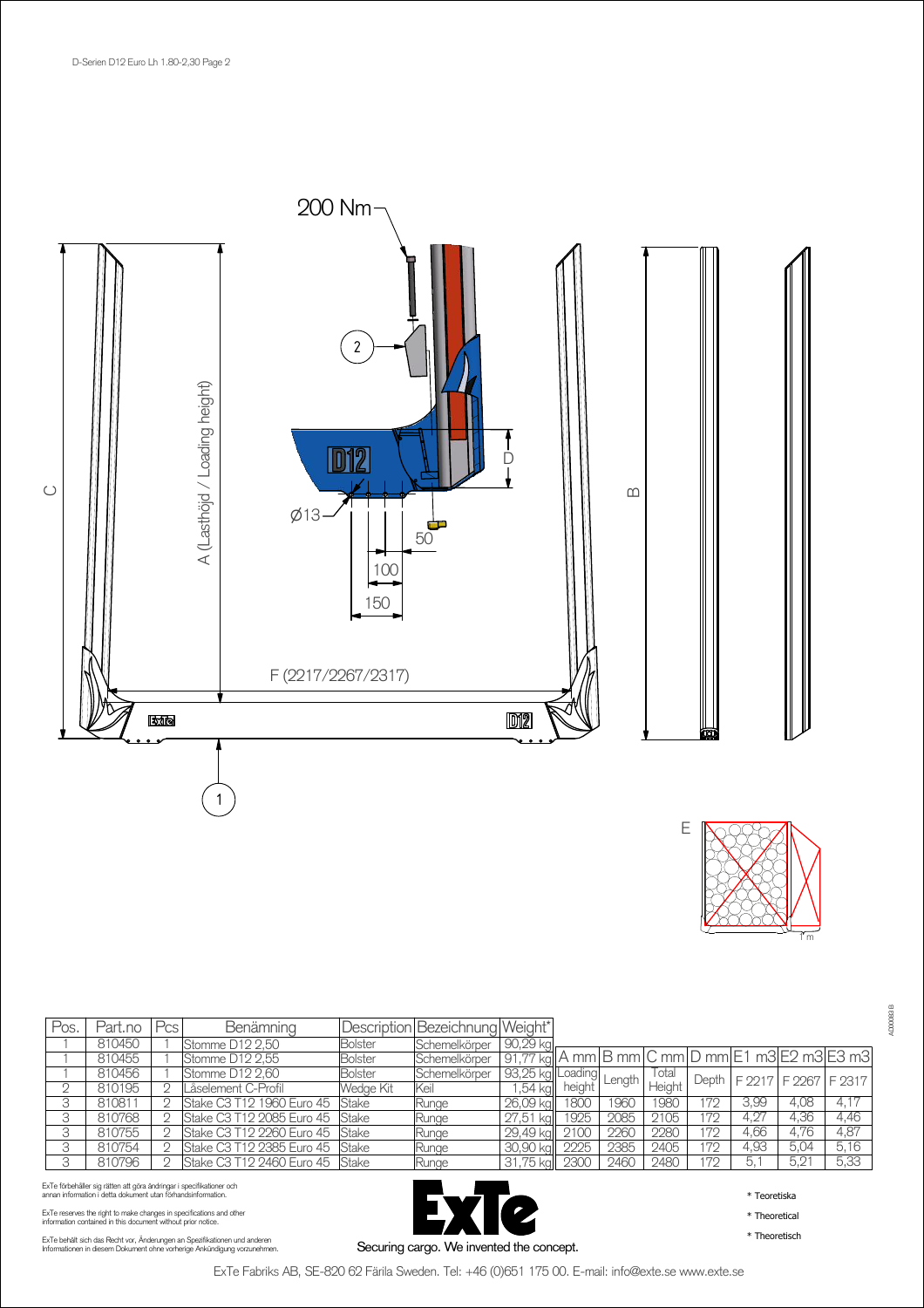200 Nm

2

D12

D

Ø13

50

100

150

C

A (Lasthöjd / Loading height)

B

F (2217/2267/2317)

1

E

1 m

| Pos. | Part.no | Pcs | Benämning | Description | Bezeichnung | Weight* |
|---|---|---|---|---|---|---|
| 1 | 810450 | 1 | Stomme D12 2,50 | Bolster | Schemelkörper | 90,29 kg |
| 1 | 810455 | 1 | Stomme D12 2,55 | Bolster | Schemelkörper | 91,77 kg |
| 1 | 810456 | 1 | Stomme D12 2,60 | Bolster | Schemelkörper | 93,25 kg |
| 2 | 810195 | 2 | Låselement C-Profil | Wedge Kit | Keil | 1,54 kg |
| 3 | 810811 | 2 | Stake C3 T12 1960 Euro 45 | Stake | Runge | 26,09 kg |
| 3 | 810768 | 2 | Stake C3 T12 2085 Euro 45 | Stake | Runge | 27,51 kg |
| 3 | 810755 | 2 | Stake C3 T12 2260 Euro 45 | Stake | Runge | 29,49 kg |
| 3 | 810754 | 2 | Stake C3 T12 2385 Euro 45 | Stake | Runge | 30,90 kg |
| 3 | 810796 | 2 | Stake C3 T12 2460 Euro 45 | Stake | Runge | 31,75 kg |

| A mm | B mm | C mm | D mm | E1 m3 | E2 m3 | E3 m3 |
|---|---|---|---|---|---|---|
| Loading height | Length | Total Height | Depth | F 2217 | F 2267 | F 2317 |
| 1800 | 1960 | 1980 | 172 | 3,99 | 4,08 | 4,17 |
| 1925 | 2085 | 2105 | 172 | 4,27 | 4,36 | 4,46 |
| 2100 | 2260 | 2280 | 172 | 4,66 | 4,76 | 4,87 |
| 2225 | 2385 | 2405 | 172 | 4,93 | 5,04 | 5,16 |
| 2300 | 2460 | 2480 | 172 | 5,1 | 5,21 | 5,33 |

ExTe förbehåller sig rätten att göra ändringar i specifikationer och annan information i detta dokument utan förhandsinformation.

ExTe reserves the right to make changes in specifications and other information contained in this document without prior notice.

ExTe behält sich das Recht vor, Änderungen an Spezifikationen und anderen Informationen in diesem Dokument ohne vorherige Ankündigung vorzunehmen.

ExTe

Securing cargo. We invented the concept.

* Teoretiska

* Theoretical

* Theoretisch

ExTe Fabriks AB, SE-820 62 Färila Sweden. Tel: +46 (0)651 175 00. E-mail: info@exte.se www.exte.se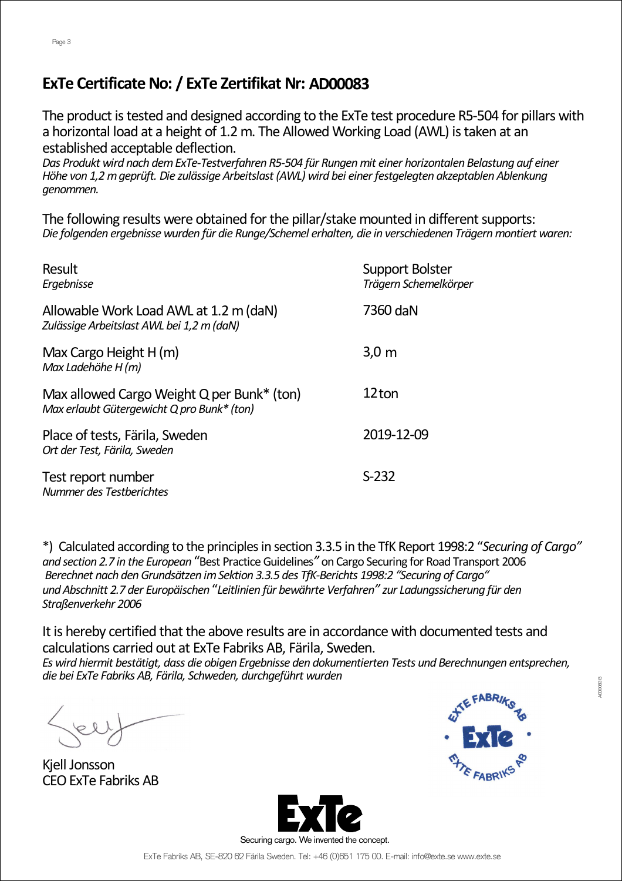## ExTe Certificate No: / ExTe Zertifikat Nr: AD00083

The product is tested and designed according to the ExTe test procedure R5-504 for pillars with a horizontal load at a height of 1.2 m. The Allowed Working Load (AWL) is taken at an established acceptable deflection.
*Das Produkt wird nach dem ExTe-Testverfahren R5-504 für Rungen mit einer horizontalen Belastung auf einer Höhe von 1,2 m geprüft. Die zulässige Arbeitslast (AWL) wird bei einer festgelegten akzeptablen Ablenkung genommen.*

The following results were obtained for the pillar/stake mounted in different supports:
*Die folgenden ergebnisse wurden für die Runge/Schemel erhalten, die in verschiedenen Trägern montiert waren:*

| Result<br>*Ergebnisse* | Support Bolster<br>*Trägern Schemelkörper* |
|---|---|
| Allowable Work Load AWL at 1.2 m (daN)<br>*Zulässige Arbeitslast AWL bei 1,2 m (daN)* | 7360 daN |
| Max Cargo Height H (m)<br>*Max Ladehöhe H (m)* | 3,0 m |
| Max allowed Cargo Weight Q per Bunk* (ton)<br>*Max erlaubt Gütergewicht Q pro Bunk* (ton)* | 12 ton |
| Place of tests, Färila, Sweden<br>*Ort der Test, Färila, Sweden* | 2019-12-09 |
| Test report number<br>*Nummer des Testberichtes* | S-232 |

*) Calculated according to the principles in section 3.3.5 in the TfK Report 1998:2 "*Securing of Cargo*" *and section 2.7 in the European* "Best Practice Guidelines" on Cargo Securing for Road Transport 2006
*Berechnet nach den Grundsätzen im Sektion 3.3.5 des TfK-Berichts 1998:2 "Securing of Cargo" und Abschnitt 2.7 der Europäischen "Leitlinien für bewährte Verfahren" zur Ladungssicherung für den Straßenverkehr 2006*

It is hereby certified that the above results are in accordance with documented tests and calculations carried out at ExTe Fabriks AB, Färila, Sweden.
*Es wird hiermit bestätigt, dass die obigen Ergebnisse den dokumentierten Tests und Berechnungen entsprechen, die bei ExTe Fabriks AB, Färila, Schweden, durchgeführt wurden*

Kjell Jonsson
CEO ExTe Fabriks AB

EXTE FABRIKS AB
ExTe
EXTE FABRIKS AB

AD00083 B

ExTe
Securing cargo. We invented the concept.

ExTe Fabriks AB, SE-820 62 Färila Sweden. Tel: +46 (0)651 175 00. E-mail: info@exte.se www.exte.se